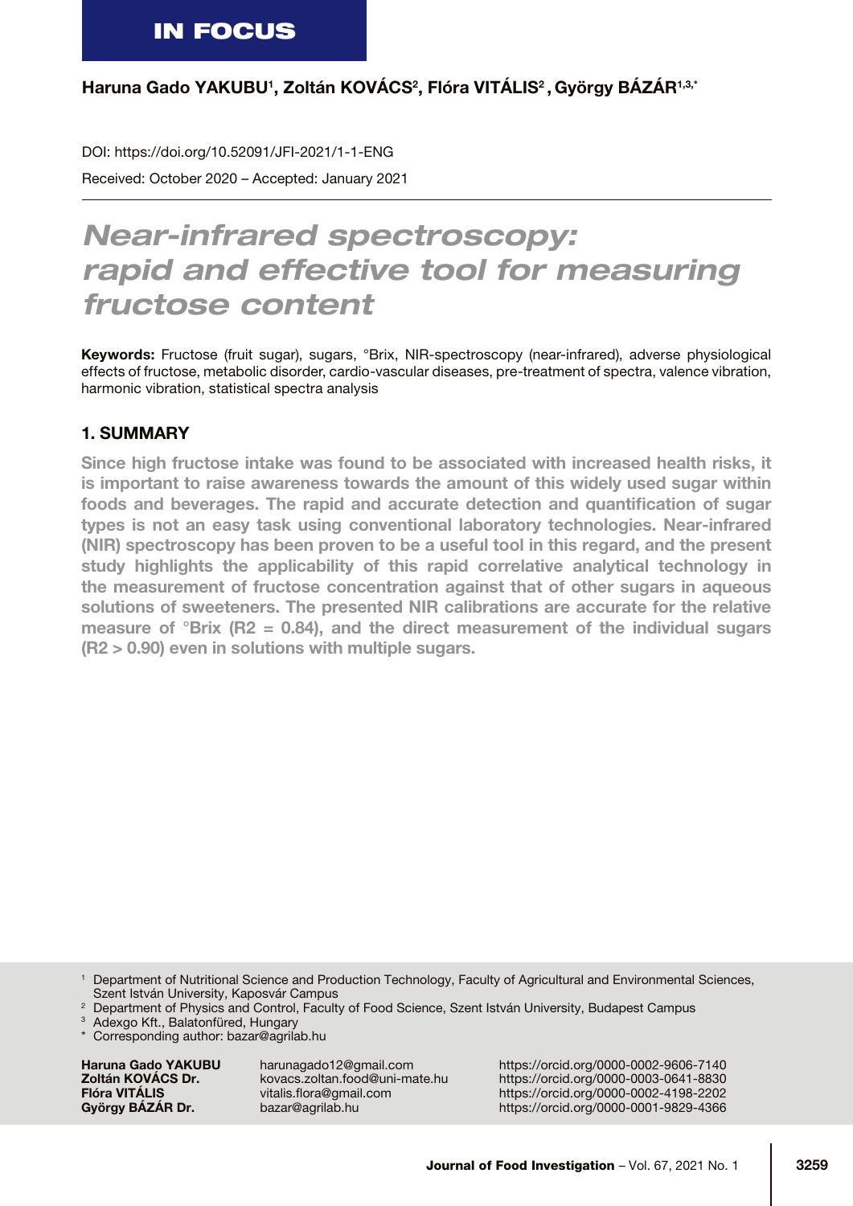**IN FOCUS**

**Haruna Gado YAKUBU[1], Zoltán KOVÁCS[2], Flóra VITÁLIS[2], György BÁZÁR[1,3,*]**

DOI: https://doi.org/10.52091/JFI-2021/1-1-ENG

Received: October 2020 – Accepted: January 2021

# *Near-infrared spectroscopy: rapid and effective tool for measuring fructose content*

**Keywords:** Fructose (fruit sugar), sugars, °Brix, NIR-spectroscopy (near-infrared), adverse physiological effects of fructose, metabolic disorder, cardio-vascular diseases, pre-treatment of spectra, valence vibration, harmonic vibration, statistical spectra analysis

## 1. SUMMARY

**Since high fructose intake was found to be associated with increased health risks, it is important to raise awareness towards the amount of this widely used sugar within foods and beverages. The rapid and accurate detection and quantification of sugar types is not an easy task using conventional laboratory technologies. Near-infrared (NIR) spectroscopy has been proven to be a useful tool in this regard, and the present study highlights the applicability of this rapid correlative analytical technology in the measurement of fructose concentration against that of other sugars in aqueous solutions of sweeteners. The presented NIR calibrations are accurate for the relative measure of °Brix ($R2 = 0.84$), and the direct measurement of the individual sugars ($R2 > 0.90$) even in solutions with multiple sugars.**

[1] Department of Nutritional Science and Production Technology, Faculty of Agricultural and Environmental Sciences, Szent István University, Kaposvár Campus
[2] Department of Physics and Control, Faculty of Food Science, Szent István University, Budapest Campus
[3] Adexgo Kft., Balatonfüred, Hungary
[*] Corresponding author: bazar@agrilab.hu

| | | |
|---|---|---|
| **Haruna Gado YAKUBU** | harunagado12@gmail.com | https://orcid.org/0000-0002-9606-7140 |
| **Zoltán KOVÁCS Dr.** | kovacs.zoltan.food@uni-mate.hu | https://orcid.org/0000-0003-0641-8830 |
| **Flóra VITÁLIS** | vitalis.flora@gmail.com | https://orcid.org/0000-0002-4198-2202 |
| **György BÁZÁR Dr.** | bazar@agrilab.hu | https://orcid.org/0000-0001-9829-4366 |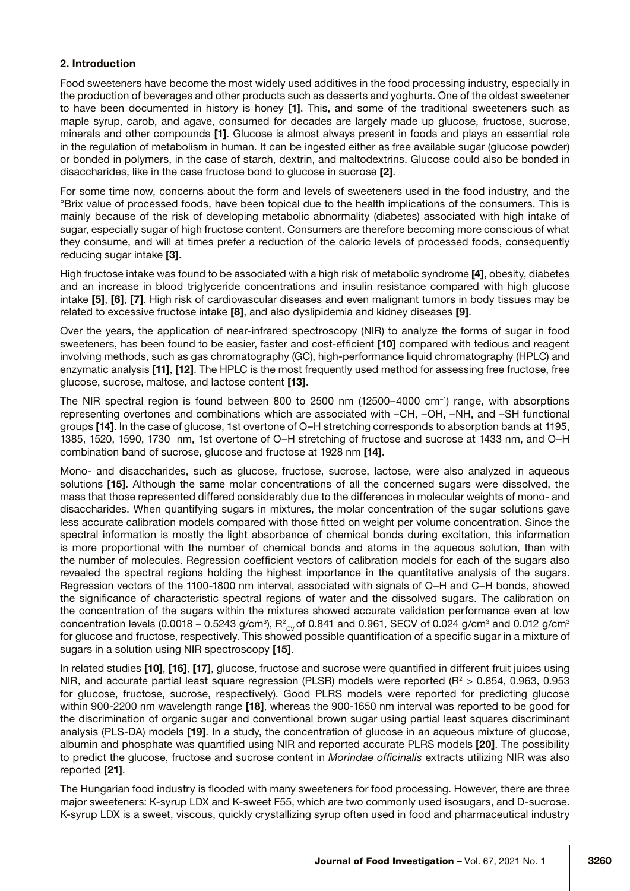## 2. Introduction

Food sweeteners have become the most widely used additives in the food processing industry, especially in the production of beverages and other products such as desserts and yoghurts. One of the oldest sweetener to have been documented in history is honey **[1]**. This, and some of the traditional sweeteners such as maple syrup, carob, and agave, consumed for decades are largely made up glucose, fructose, sucrose, minerals and other compounds **[1]**. Glucose is almost always present in foods and plays an essential role in the regulation of metabolism in human. It can be ingested either as free available sugar (glucose powder) or bonded in polymers, in the case of starch, dextrin, and maltodextrins. Glucose could also be bonded in disaccharides, like in the case fructose bond to glucose in sucrose **[2]**.

For some time now, concerns about the form and levels of sweeteners used in the food industry, and the °Brix value of processed foods, have been topical due to the health implications of the consumers. This is mainly because of the risk of developing metabolic abnormality (diabetes) associated with high intake of sugar, especially sugar of high fructose content. Consumers are therefore becoming more conscious of what they consume, and will at times prefer a reduction of the caloric levels of processed foods, consequently reducing sugar intake **[3].**

High fructose intake was found to be associated with a high risk of metabolic syndrome **[4]**, obesity, diabetes and an increase in blood triglyceride concentrations and insulin resistance compared with high glucose intake **[5]**, **[6]**, **[7]**. High risk of cardiovascular diseases and even malignant tumors in body tissues may be related to excessive fructose intake **[8]**, and also dyslipidemia and kidney diseases **[9]**.

Over the years, the application of near-infrared spectroscopy (NIR) to analyze the forms of sugar in food sweeteners, has been found to be easier, faster and cost-efficient **[10]** compared with tedious and reagent involving methods, such as gas chromatography (GC), high-performance liquid chromatography (HPLC) and enzymatic analysis **[11]**, **[12]**. The HPLC is the most frequently used method for assessing free fructose, free glucose, sucrose, maltose, and lactose content **[13]**.

The NIR spectral region is found between 800 to 2500 nm (12500–4000 cm$^{-1}$) range, with absorptions representing overtones and combinations which are associated with –CH, –OH, –NH, and –SH functional groups **[14]**. In the case of glucose, 1st overtone of O–H stretching corresponds to absorption bands at 1195, 1385, 1520, 1590, 1730 nm, 1st overtone of O–H stretching of fructose and sucrose at 1433 nm, and O–H combination band of sucrose, glucose and fructose at 1928 nm **[14]**.

Mono- and disaccharides, such as glucose, fructose, sucrose, lactose, were also analyzed in aqueous solutions **[15]**. Although the same molar concentrations of all the concerned sugars were dissolved, the mass that those represented differed considerably due to the differences in molecular weights of mono- and disaccharides. When quantifying sugars in mixtures, the molar concentration of the sugar solutions gave less accurate calibration models compared with those fitted on weight per volume concentration. Since the spectral information is mostly the light absorbance of chemical bonds during excitation, this information is more proportional with the number of chemical bonds and atoms in the aqueous solution, than with the number of molecules. Regression coefficient vectors of calibration models for each of the sugars also revealed the spectral regions holding the highest importance in the quantitative analysis of the sugars. Regression vectors of the 1100-1800 nm interval, associated with signals of O–H and C–H bonds, showed the significance of characteristic spectral regions of water and the dissolved sugars. The calibration on the concentration of the sugars within the mixtures showed accurate validation performance even at low concentration levels (0.0018 – 0.5243 g/cm$^3$), $R^2_{CV}$ of 0.841 and 0.961, SECV of 0.024 g/cm$^3$ and 0.012 g/cm$^3$ for glucose and fructose, respectively. This showed possible quantification of a specific sugar in a mixture of sugars in a solution using NIR spectroscopy **[15]**.

In related studies **[10]**, **[16]**, **[17]**, glucose, fructose and sucrose were quantified in different fruit juices using NIR, and accurate partial least square regression (PLSR) models were reported ($R^2 > 0.854$, 0.963, 0.953 for glucose, fructose, sucrose, respectively). Good PLRS models were reported for predicting glucose within 900-2200 nm wavelength range **[18]**, whereas the 900-1650 nm interval was reported to be good for the discrimination of organic sugar and conventional brown sugar using partial least squares discriminant analysis (PLS-DA) models **[19]**. In a study, the concentration of glucose in an aqueous mixture of glucose, albumin and phosphate was quantified using NIR and reported accurate PLRS models **[20]**. The possibility to predict the glucose, fructose and sucrose content in *Morindae officinalis* extracts utilizing NIR was also reported **[21]**.

The Hungarian food industry is flooded with many sweeteners for food processing. However, there are three major sweeteners: K-syrup LDX and K-sweet F55, which are two commonly used isosugars, and D-sucrose. K-syrup LDX is a sweet, viscous, quickly crystallizing syrup often used in food and pharmaceutical industry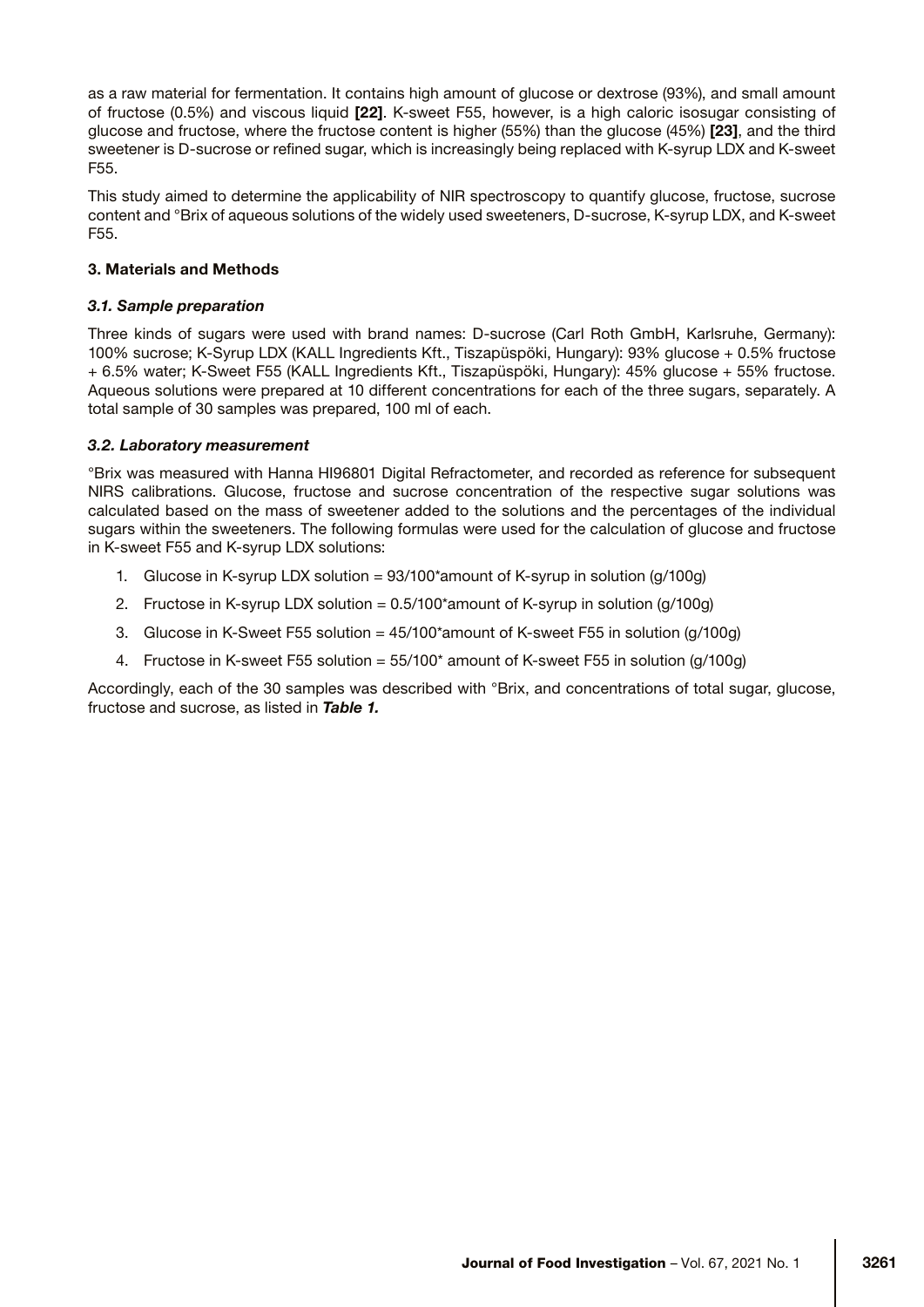as a raw material for fermentation. It contains high amount of glucose or dextrose (93%), and small amount of fructose (0.5%) and viscous liquid **[22]**. K-sweet F55, however, is a high caloric isosugar consisting of glucose and fructose, where the fructose content is higher (55%) than the glucose (45%) **[23]**, and the third sweetener is D-sucrose or refined sugar, which is increasingly being replaced with K-syrup LDX and K-sweet F55.

This study aimed to determine the applicability of NIR spectroscopy to quantify glucose, fructose, sucrose content and °Brix of aqueous solutions of the widely used sweeteners, D-sucrose, K-syrup LDX, and K-sweet F55.

## 3. Materials and Methods

### *3.1. Sample preparation*

Three kinds of sugars were used with brand names: D-sucrose (Carl Roth GmbH, Karlsruhe, Germany): 100% sucrose; K-Syrup LDX (KALL Ingredients Kft., Tiszapüspöki, Hungary): 93% glucose + 0.5% fructose + 6.5% water; K-Sweet F55 (KALL Ingredients Kft., Tiszapüspöki, Hungary): 45% glucose + 55% fructose. Aqueous solutions were prepared at 10 different concentrations for each of the three sugars, separately. A total sample of 30 samples was prepared, 100 ml of each.

### *3.2. Laboratory measurement*

°Brix was measured with Hanna HI96801 Digital Refractometer, and recorded as reference for subsequent NIRS calibrations. Glucose, fructose and sucrose concentration of the respective sugar solutions was calculated based on the mass of sweetener added to the solutions and the percentages of the individual sugars within the sweeteners. The following formulas were used for the calculation of glucose and fructose in K-sweet F55 and K-syrup LDX solutions:

1. Glucose in K-syrup LDX solution = 93/100*amount of K-syrup in solution (g/100g)
2. Fructose in K-syrup LDX solution = 0.5/100*amount of K-syrup in solution (g/100g)
3. Glucose in K-Sweet F55 solution = 45/100*amount of K-sweet F55 in solution (g/100g)
4. Fructose in K-sweet F55 solution = 55/100* amount of K-sweet F55 in solution (g/100g)

Accordingly, each of the 30 samples was described with °Brix, and concentrations of total sugar, glucose, fructose and sucrose, as listed in ***Table 1.***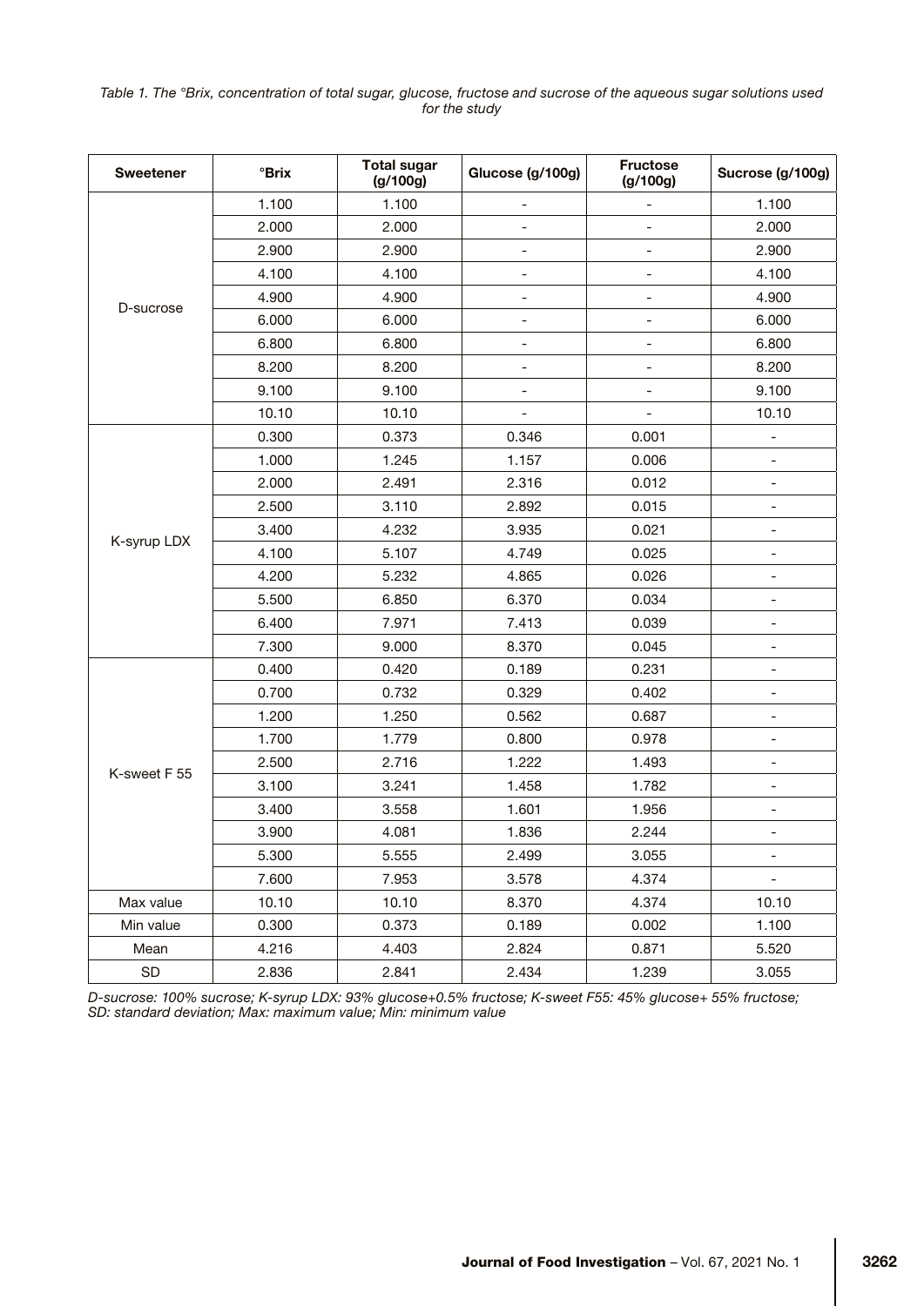*Table 1. The °Brix, concentration of total sugar, glucose, fructose and sucrose of the aqueous sugar solutions used for the study*

| Sweetener | °Brix | Total sugar (g/100g) | Glucose (g/100g) | Fructose (g/100g) | Sucrose (g/100g) |
|---|---|---|---|---|---|
| D-sucrose | 1.100 | 1.100 | - | - | 1.100 |
| | 2.000 | 2.000 | - | - | 2.000 |
| | 2.900 | 2.900 | - | - | 2.900 |
| | 4.100 | 4.100 | - | - | 4.100 |
| | 4.900 | 4.900 | - | - | 4.900 |
| | 6.000 | 6.000 | - | - | 6.000 |
| | 6.800 | 6.800 | - | - | 6.800 |
| | 8.200 | 8.200 | - | - | 8.200 |
| | 9.100 | 9.100 | - | - | 9.100 |
| | 10.10 | 10.10 | - | - | 10.10 |
| K-syrup LDX | 0.300 | 0.373 | 0.346 | 0.001 | - |
| | 1.000 | 1.245 | 1.157 | 0.006 | - |
| | 2.000 | 2.491 | 2.316 | 0.012 | - |
| | 2.500 | 3.110 | 2.892 | 0.015 | - |
| | 3.400 | 4.232 | 3.935 | 0.021 | - |
| | 4.100 | 5.107 | 4.749 | 0.025 | - |
| | 4.200 | 5.232 | 4.865 | 0.026 | - |
| | 5.500 | 6.850 | 6.370 | 0.034 | - |
| | 6.400 | 7.971 | 7.413 | 0.039 | - |
| | 7.300 | 9.000 | 8.370 | 0.045 | - |
| K-sweet F 55 | 0.400 | 0.420 | 0.189 | 0.231 | - |
| | 0.700 | 0.732 | 0.329 | 0.402 | - |
| | 1.200 | 1.250 | 0.562 | 0.687 | - |
| | 1.700 | 1.779 | 0.800 | 0.978 | - |
| | 2.500 | 2.716 | 1.222 | 1.493 | - |
| | 3.100 | 3.241 | 1.458 | 1.782 | - |
| | 3.400 | 3.558 | 1.601 | 1.956 | - |
| | 3.900 | 4.081 | 1.836 | 2.244 | - |
| | 5.300 | 5.555 | 2.499 | 3.055 | - |
| | 7.600 | 7.953 | 3.578 | 4.374 | - |
| Max value | 10.10 | 10.10 | 8.370 | 4.374 | 10.10 |
| Min value | 0.300 | 0.373 | 0.189 | 0.002 | 1.100 |
| Mean | 4.216 | 4.403 | 2.824 | 0.871 | 5.520 |
| SD | 2.836 | 2.841 | 2.434 | 1.239 | 3.055 |

*D-sucrose: 100% sucrose; K-syrup LDX: 93% glucose+0.5% fructose; K-sweet F55: 45% glucose+ 55% fructose; SD: standard deviation; Max: maximum value; Min: minimum value*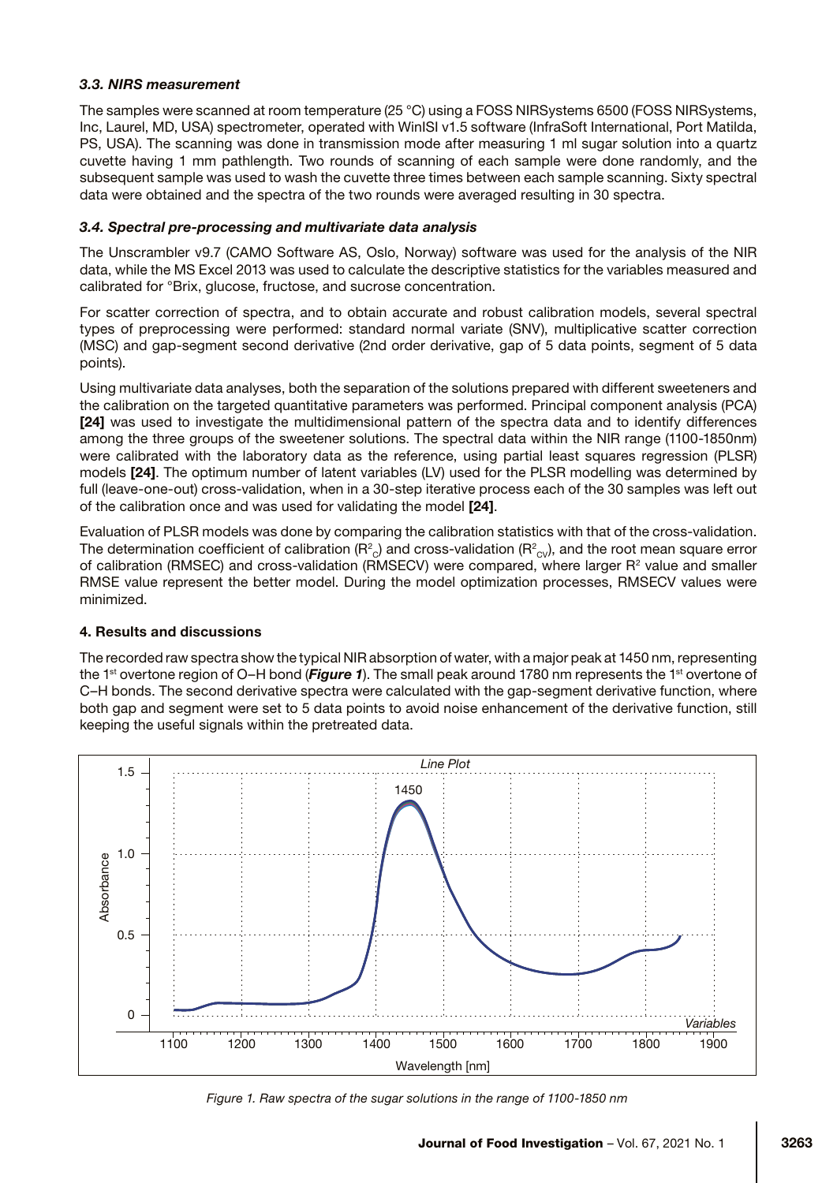### *3.3. NIRS measurement*

The samples were scanned at room temperature (25 °C) using a FOSS NIRSystems 6500 (FOSS NIRSystems, Inc, Laurel, MD, USA) spectrometer, operated with WinISI v1.5 software (InfraSoft International, Port Matilda, PS, USA). The scanning was done in transmission mode after measuring 1 ml sugar solution into a quartz cuvette having 1 mm pathlength. Two rounds of scanning of each sample were done randomly, and the subsequent sample was used to wash the cuvette three times between each sample scanning. Sixty spectral data were obtained and the spectra of the two rounds were averaged resulting in 30 spectra.

### *3.4. Spectral pre-processing and multivariate data analysis*

The Unscrambler v9.7 (CAMO Software AS, Oslo, Norway) software was used for the analysis of the NIR data, while the MS Excel 2013 was used to calculate the descriptive statistics for the variables measured and calibrated for °Brix, glucose, fructose, and sucrose concentration.

For scatter correction of spectra, and to obtain accurate and robust calibration models, several spectral types of preprocessing were performed: standard normal variate (SNV), multiplicative scatter correction (MSC) and gap-segment second derivative (2nd order derivative, gap of 5 data points, segment of 5 data points).

Using multivariate data analyses, both the separation of the solutions prepared with different sweeteners and the calibration on the targeted quantitative parameters was performed. Principal component analysis (PCA) **[24]** was used to investigate the multidimensional pattern of the spectra data and to identify differences among the three groups of the sweetener solutions. The spectral data within the NIR range (1100-1850nm) were calibrated with the laboratory data as the reference, using partial least squares regression (PLSR) models **[24]**. The optimum number of latent variables (LV) used for the PLSR modelling was determined by full (leave-one-out) cross-validation, when in a 30-step iterative process each of the 30 samples was left out of the calibration once and was used for validating the model **[24]**.

Evaluation of PLSR models was done by comparing the calibration statistics with that of the cross-validation. The determination coefficient of calibration ($R^2_C$) and cross-validation ($R^2_{CV}$), and the root mean square error of calibration (RMSEC) and cross-validation (RMSECV) were compared, where larger $R^2$ value and smaller RMSE value represent the better model. During the model optimization processes, RMSECV values were minimized.

## 4. Results and discussions

The recorded raw spectra show the typical NIR absorption of water, with a major peak at 1450 nm, representing the 1st overtone region of O–H bond (***Figure 1***). The small peak around 1780 nm represents the 1st overtone of C–H bonds. The second derivative spectra were calculated with the gap-segment derivative function, where both gap and segment were set to 5 data points to avoid noise enhancement of the derivative function, still keeping the useful signals within the pretreated data.

*Figure 1. Raw spectra of the sugar solutions in the range of 1100-1850 nm*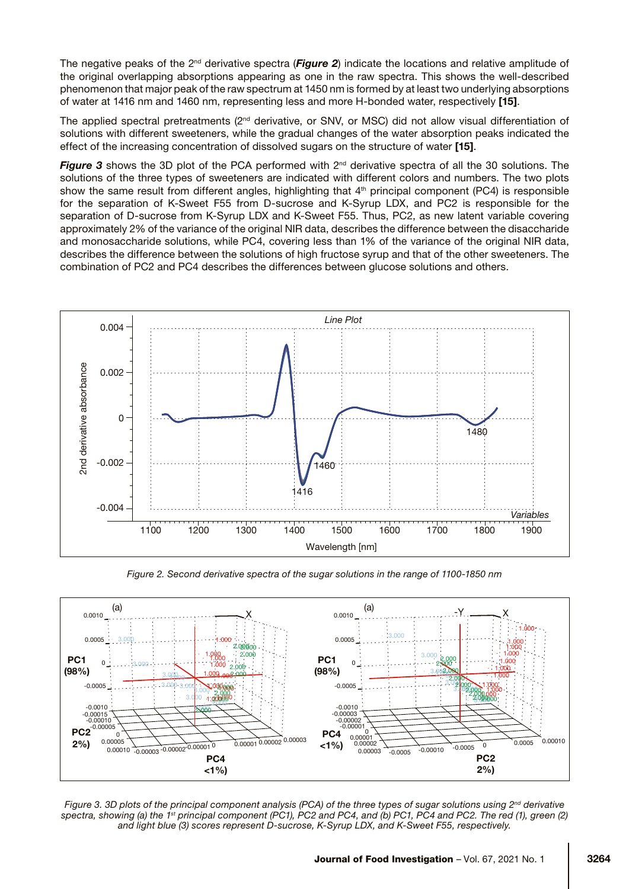The negative peaks of the 2nd derivative spectra (***Figure 2***) indicate the locations and relative amplitude of the original overlapping absorptions appearing as one in the raw spectra. This shows the well-described phenomenon that major peak of the raw spectrum at 1450 nm is formed by at least two underlying absorptions of water at 1416 nm and 1460 nm, representing less and more H-bonded water, respectively **[15]**.

The applied spectral pretreatments (2nd derivative, or SNV, or MSC) did not allow visual differentiation of solutions with different sweeteners, while the gradual changes of the water absorption peaks indicated the effect of the increasing concentration of dissolved sugars on the structure of water **[15]**.

***Figure 3*** shows the 3D plot of the PCA performed with 2nd derivative spectra of all the 30 solutions. The solutions of the three types of sweeteners are indicated with different colors and numbers. The two plots show the same result from different angles, highlighting that 4th principal component (PC4) is responsible for the separation of K-Sweet F55 from D-sucrose and K-Syrup LDX, and PC2 is responsible for the separation of D-sucrose from K-Syrup LDX and K-Sweet F55. Thus, PC2, as new latent variable covering approximately 2% of the variance of the original NIR data, describes the difference between the disaccharide and monosaccharide solutions, while PC4, covering less than 1% of the variance of the original NIR data, describes the difference between the solutions of high fructose syrup and that of the other sweeteners. The combination of PC2 and PC4 describes the differences between glucose solutions and others.

*Figure 2. Second derivative spectra of the sugar solutions in the range of 1100-1850 nm*

*Figure 3. 3D plots of the principal component analysis (PCA) of the three types of sugar solutions using 2nd derivative spectra, showing (a) the 1st principal component (PC1), PC2 and PC4, and (b) PC1, PC4 and PC2. The red (1), green (2) and light blue (3) scores represent D-sucrose, K-Syrup LDX, and K-Sweet F55, respectively.*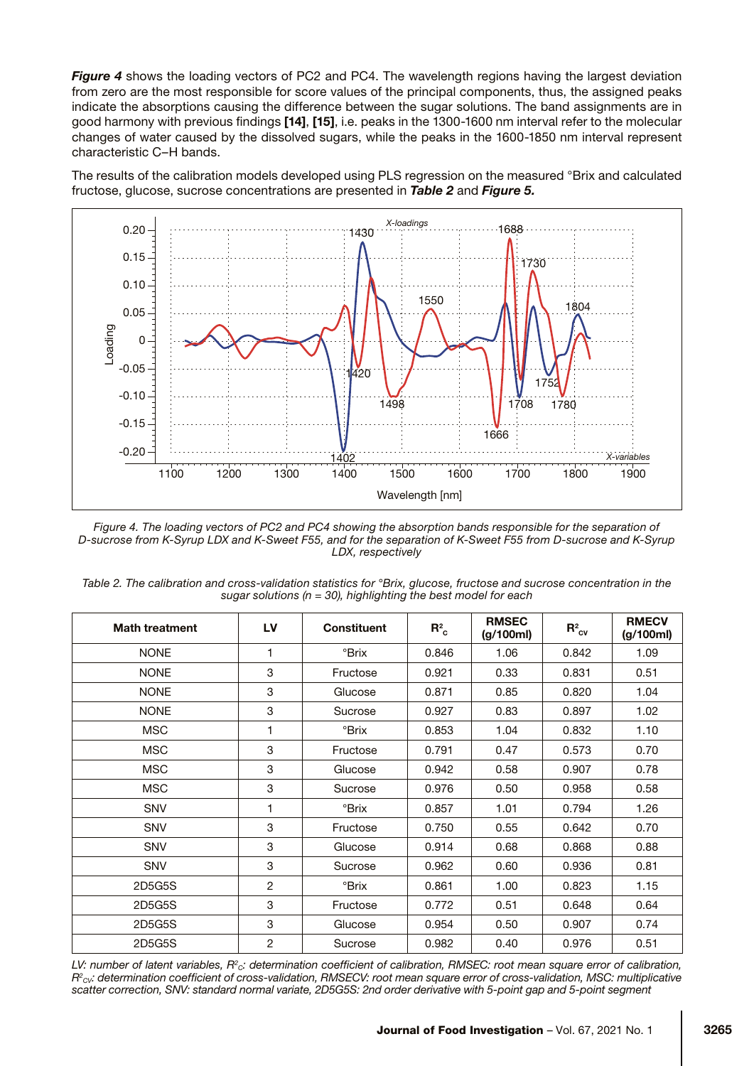***Figure 4*** shows the loading vectors of PC2 and PC4. The wavelength regions having the largest deviation from zero are the most responsible for score values of the principal components, thus, the assigned peaks indicate the absorptions causing the difference between the sugar solutions. The band assignments are in good harmony with previous findings **[14]**, **[15]**, i.e. peaks in the 1300-1600 nm interval refer to the molecular changes of water caused by the dissolved sugars, while the peaks in the 1600-1850 nm interval represent characteristic C–H bands.

The results of the calibration models developed using PLS regression on the measured °Brix and calculated fructose, glucose, sucrose concentrations are presented in ***Table 2*** and ***Figure 5.***

*Figure 4. The loading vectors of PC2 and PC4 showing the absorption bands responsible for the separation of D-sucrose from K-Syrup LDX and K-Sweet F55, and for the separation of K-Sweet F55 from D-sucrose and K-Syrup LDX, respectively*

*Table 2. The calibration and cross-validation statistics for °Brix, glucose, fructose and sucrose concentration in the sugar solutions (n = 30), highlighting the best model for each*

| Math treatment | LV | Constituent | $R^2_c$ | RMSEC (g/100ml) | $R^2_{cv}$ | RMECV (g/100ml) |
|---|---|---|---|---|---|---|
| NONE | 1 | °Brix | 0.846 | 1.06 | 0.842 | 1.09 |
| NONE | 3 | Fructose | 0.921 | 0.33 | 0.831 | 0.51 |
| NONE | 3 | Glucose | 0.871 | 0.85 | 0.820 | 1.04 |
| NONE | 3 | Sucrose | 0.927 | 0.83 | 0.897 | 1.02 |
| MSC | 1 | °Brix | 0.853 | 1.04 | 0.832 | 1.10 |
| MSC | 3 | Fructose | 0.791 | 0.47 | 0.573 | 0.70 |
| MSC | 3 | Glucose | 0.942 | 0.58 | 0.907 | 0.78 |
| MSC | 3 | Sucrose | 0.976 | 0.50 | 0.958 | 0.58 |
| SNV | 1 | °Brix | 0.857 | 1.01 | 0.794 | 1.26 |
| SNV | 3 | Fructose | 0.750 | 0.55 | 0.642 | 0.70 |
| SNV | 3 | Glucose | 0.914 | 0.68 | 0.868 | 0.88 |
| SNV | 3 | Sucrose | 0.962 | 0.60 | 0.936 | 0.81 |
| 2D5G5S | 2 | °Brix | 0.861 | 1.00 | 0.823 | 1.15 |
| 2D5G5S | 3 | Fructose | 0.772 | 0.51 | 0.648 | 0.64 |
| 2D5G5S | 3 | Glucose | 0.954 | 0.50 | 0.907 | 0.74 |
| 2D5G5S | 2 | Sucrose | 0.982 | 0.40 | 0.976 | 0.51 |

*LV: number of latent variables, $R^2_C$: determination coefficient of calibration, RMSEC: root mean square error of calibration, $R^2_{CV}$: determination coefficient of cross-validation, RMSECV: root mean square error of cross-validation, MSC: multiplicative scatter correction, SNV: standard normal variate, 2D5G5S: 2nd order derivative with 5-point gap and 5-point segment*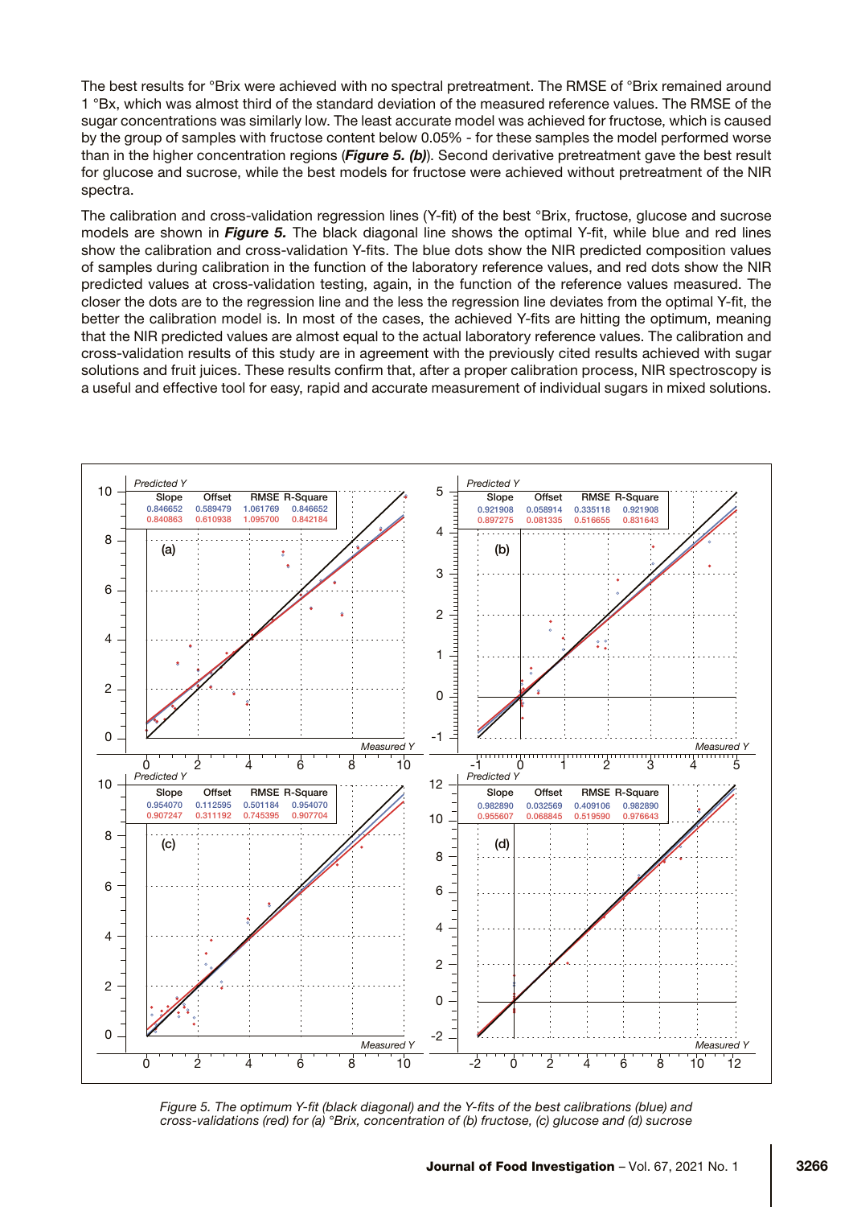The best results for °Brix were achieved with no spectral pretreatment. The RMSE of °Brix remained around 1 °Bx, which was almost third of the standard deviation of the measured reference values. The RMSE of the sugar concentrations was similarly low. The least accurate model was achieved for fructose, which is caused by the group of samples with fructose content below 0.05% - for these samples the model performed worse than in the higher concentration regions (***Figure 5. (b)***). Second derivative pretreatment gave the best result for glucose and sucrose, while the best models for fructose were achieved without pretreatment of the NIR spectra.

The calibration and cross-validation regression lines (Y-fit) of the best °Brix, fructose, glucose and sucrose models are shown in ***Figure 5.*** The black diagonal line shows the optimal Y-fit, while blue and red lines show the calibration and cross-validation Y-fits. The blue dots show the NIR predicted composition values of samples during calibration in the function of the laboratory reference values, and red dots show the NIR predicted values at cross-validation testing, again, in the function of the reference values measured. The closer the dots are to the regression line and the less the regression line deviates from the optimal Y-fit, the better the calibration model is. In most of the cases, the achieved Y-fits are hitting the optimum, meaning that the NIR predicted values are almost equal to the actual laboratory reference values. The calibration and cross-validation results of this study are in agreement with the previously cited results achieved with sugar solutions and fruit juices. These results confirm that, after a proper calibration process, NIR spectroscopy is a useful and effective tool for easy, rapid and accurate measurement of individual sugars in mixed solutions.

*Figure 5. The optimum Y-fit (black diagonal) and the Y-fits of the best calibrations (blue) and cross-validations (red) for (a) °Brix, concentration of (b) fructose, (c) glucose and (d) sucrose*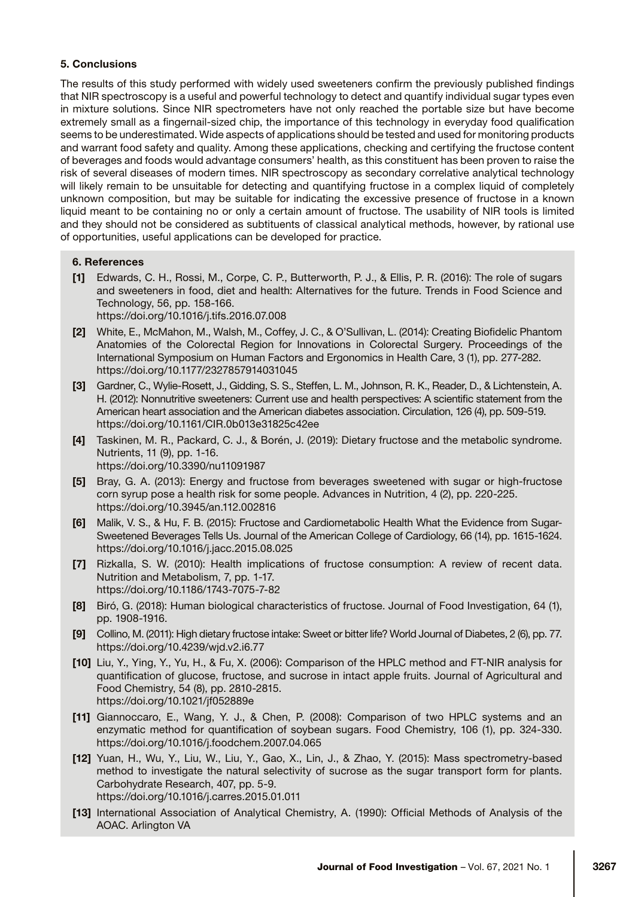## 5. Conclusions

The results of this study performed with widely used sweeteners confirm the previously published findings that NIR spectroscopy is a useful and powerful technology to detect and quantify individual sugar types even in mixture solutions. Since NIR spectrometers have not only reached the portable size but have become extremely small as a fingernail-sized chip, the importance of this technology in everyday food qualification seems to be underestimated. Wide aspects of applications should be tested and used for monitoring products and warrant food safety and quality. Among these applications, checking and certifying the fructose content of beverages and foods would advantage consumers' health, as this constituent has been proven to raise the risk of several diseases of modern times. NIR spectroscopy as secondary correlative analytical technology will likely remain to be unsuitable for detecting and quantifying fructose in a complex liquid of completely unknown composition, but may be suitable for indicating the excessive presence of fructose in a known liquid meant to be containing no or only a certain amount of fructose. The usability of NIR tools is limited and they should not be considered as subtituents of classical analytical methods, however, by rational use of opportunities, useful applications can be developed for practice.

## 6. References

**[1]** Edwards, C. H., Rossi, M., Corpe, C. P., Butterworth, P. J., & Ellis, P. R. (2016): The role of sugars and sweeteners in food, diet and health: Alternatives for the future. Trends in Food Science and Technology, 56, pp. 158-166.
https://doi.org/10.1016/j.tifs.2016.07.008

**[2]** White, E., McMahon, M., Walsh, M., Coffey, J. C., & O'Sullivan, L. (2014): Creating Biofidelic Phantom Anatomies of the Colorectal Region for Innovations in Colorectal Surgery. Proceedings of the International Symposium on Human Factors and Ergonomics in Health Care, 3 (1), pp. 277-282.
https://doi.org/10.1177/2327857914031045

**[3]** Gardner, C., Wylie-Rosett, J., Gidding, S. S., Steffen, L. M., Johnson, R. K., Reader, D., & Lichtenstein, A. H. (2012): Nonnutritive sweeteners: Current use and health perspectives: A scientific statement from the American heart association and the American diabetes association. Circulation, 126 (4), pp. 509-519.
https://doi.org/10.1161/CIR.0b013e31825c42ee

**[4]** Taskinen, M. R., Packard, C. J., & Borén, J. (2019): Dietary fructose and the metabolic syndrome. Nutrients, 11 (9), pp. 1-16.
https://doi.org/10.3390/nu11091987

**[5]** Bray, G. A. (2013): Energy and fructose from beverages sweetened with sugar or high-fructose corn syrup pose a health risk for some people. Advances in Nutrition, 4 (2), pp. 220-225.
https://doi.org/10.3945/an.112.002816

**[6]** Malik, V. S., & Hu, F. B. (2015): Fructose and Cardiometabolic Health What the Evidence from Sugar-Sweetened Beverages Tells Us. Journal of the American College of Cardiology, 66 (14), pp. 1615-1624.
https://doi.org/10.1016/j.jacc.2015.08.025

**[7]** Rizkalla, S. W. (2010): Health implications of fructose consumption: A review of recent data. Nutrition and Metabolism, 7, pp. 1-17.
https://doi.org/10.1186/1743-7075-7-82

**[8]** Biró, G. (2018): Human biological characteristics of fructose. Journal of Food Investigation, 64 (1), pp. 1908-1916.

**[9]** Collino, M. (2011): High dietary fructose intake: Sweet or bitter life? World Journal of Diabetes, 2 (6), pp. 77.
https://doi.org/10.4239/wjd.v2.i6.77

**[10]** Liu, Y., Ying, Y., Yu, H., & Fu, X. (2006): Comparison of the HPLC method and FT-NIR analysis for quantification of glucose, fructose, and sucrose in intact apple fruits. Journal of Agricultural and Food Chemistry, 54 (8), pp. 2810-2815.
https://doi.org/10.1021/jf052889e

**[11]** Giannoccaro, E., Wang, Y. J., & Chen, P. (2008): Comparison of two HPLC systems and an enzymatic method for quantification of soybean sugars. Food Chemistry, 106 (1), pp. 324-330.
https://doi.org/10.1016/j.foodchem.2007.04.065

**[12]** Yuan, H., Wu, Y., Liu, W., Liu, Y., Gao, X., Lin, J., & Zhao, Y. (2015): Mass spectrometry-based method to investigate the natural selectivity of sucrose as the sugar transport form for plants. Carbohydrate Research, 407, pp. 5-9.
https://doi.org/10.1016/j.carres.2015.01.011

**[13]** International Association of Analytical Chemistry, A. (1990): Official Methods of Analysis of the AOAC. Arlington VA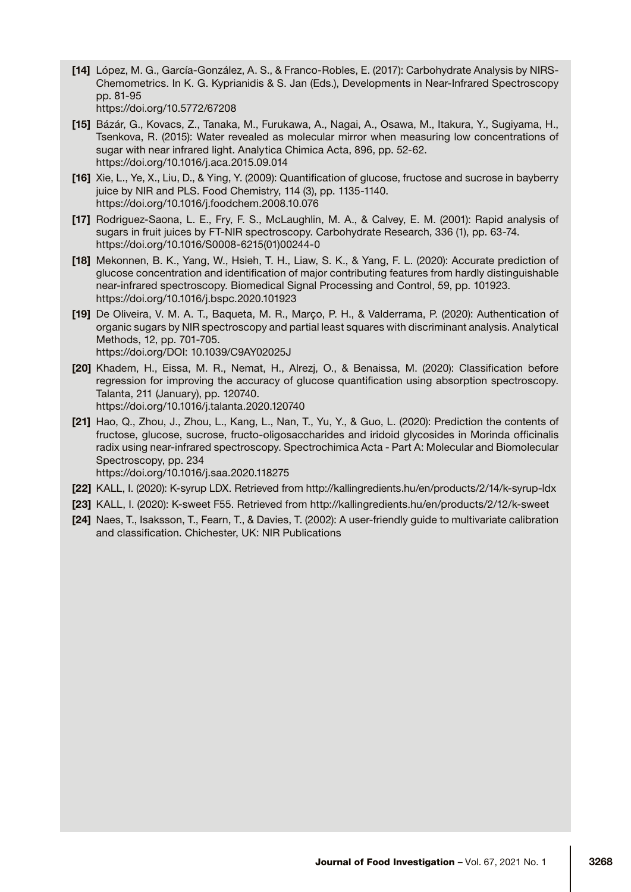**[14]** López, M. G., García-González, A. S., & Franco-Robles, E. (2017): Carbohydrate Analysis by NIRS-Chemometrics. In K. G. Kyprianidis & S. Jan (Eds.), Developments in Near-Infrared Spectroscopy pp. 81-95
https://doi.org/10.5772/67208

**[15]** Bázár, G., Kovacs, Z., Tanaka, M., Furukawa, A., Nagai, A., Osawa, M., Itakura, Y., Sugiyama, H., Tsenkova, R. (2015): Water revealed as molecular mirror when measuring low concentrations of sugar with near infrared light. Analytica Chimica Acta, 896, pp. 52-62.
https://doi.org/10.1016/j.aca.2015.09.014

**[16]** Xie, L., Ye, X., Liu, D., & Ying, Y. (2009): Quantification of glucose, fructose and sucrose in bayberry juice by NIR and PLS. Food Chemistry, 114 (3), pp. 1135-1140.
https://doi.org/10.1016/j.foodchem.2008.10.076

**[17]** Rodriguez-Saona, L. E., Fry, F. S., McLaughlin, M. A., & Calvey, E. M. (2001): Rapid analysis of sugars in fruit juices by FT-NIR spectroscopy. Carbohydrate Research, 336 (1), pp. 63-74.
https://doi.org/10.1016/S0008-6215(01)00244-0

**[18]** Mekonnen, B. K., Yang, W., Hsieh, T. H., Liaw, S. K., & Yang, F. L. (2020): Accurate prediction of glucose concentration and identification of major contributing features from hardly distinguishable near-infrared spectroscopy. Biomedical Signal Processing and Control, 59, pp. 101923.
https://doi.org/10.1016/j.bspc.2020.101923

**[19]** De Oliveira, V. M. A. T., Baqueta, M. R., Março, P. H., & Valderrama, P. (2020): Authentication of organic sugars by NIR spectroscopy and partial least squares with discriminant analysis. Analytical Methods, 12, pp. 701-705.
https://doi.org/DOI: 10.1039/C9AY02025J

**[20]** Khadem, H., Eissa, M. R., Nemat, H., Alrezj, O., & Benaissa, M. (2020): Classification before regression for improving the accuracy of glucose quantification using absorption spectroscopy. Talanta, 211 (January), pp. 120740.
https://doi.org/10.1016/j.talanta.2020.120740

**[21]** Hao, Q., Zhou, J., Zhou, L., Kang, L., Nan, T., Yu, Y., & Guo, L. (2020): Prediction the contents of fructose, glucose, sucrose, fructo-oligosaccharides and iridoid glycosides in Morinda officinalis radix using near-infrared spectroscopy. Spectrochimica Acta - Part A: Molecular and Biomolecular Spectroscopy, pp. 234
https://doi.org/10.1016/j.saa.2020.118275

**[22]** KALL, I. (2020): K-syrup LDX. Retrieved from http://kallingredients.hu/en/products/2/14/k-syrup-ldx

**[23]** KALL, I. (2020): K-sweet F55. Retrieved from http://kallingredients.hu/en/products/2/12/k-sweet

**[24]** Naes, T., Isaksson, T., Fearn, T., & Davies, T. (2002): A user-friendly guide to multivariate calibration and classification. Chichester, UK: NIR Publications